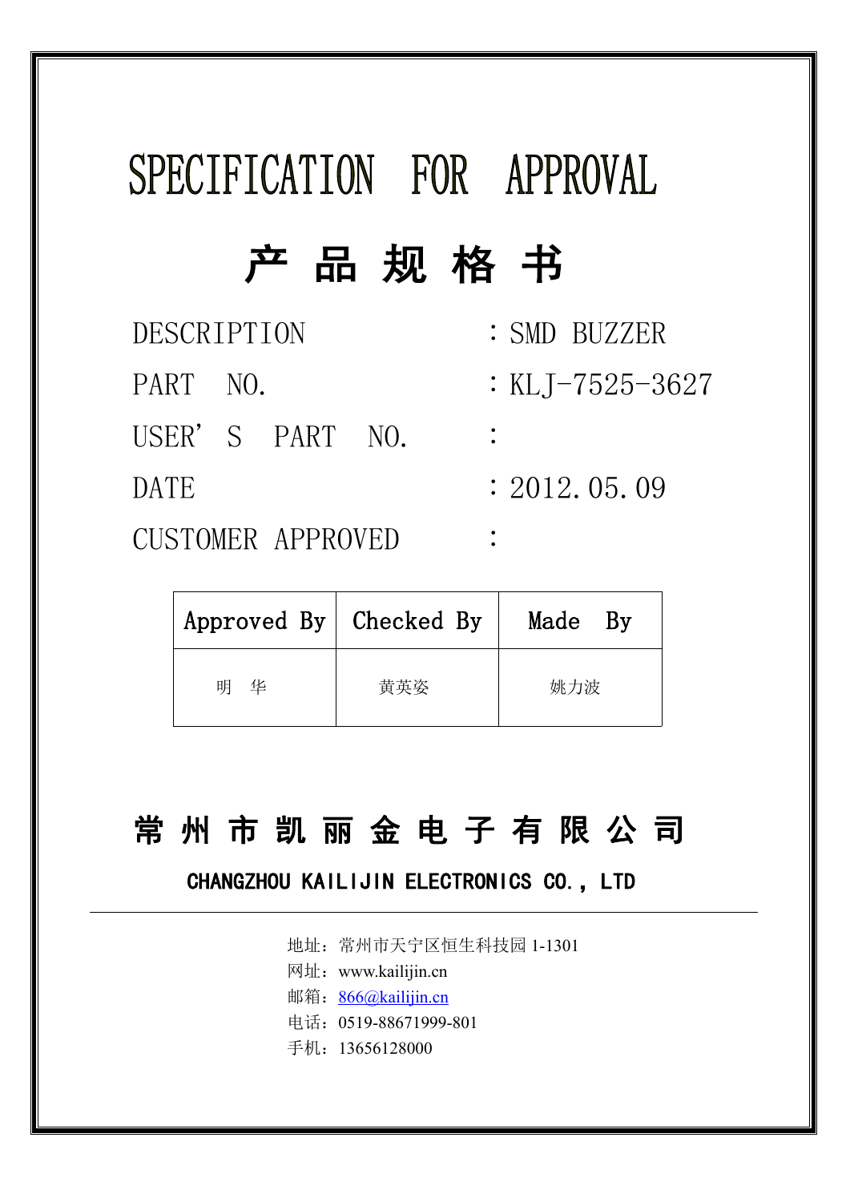# SPECIFICATION FOR APPROVAL

# 产 品 规 格 书

DESCRIPTION : SMD BUZZER

PART NO. : KLJ-7525-3627

USER' S PART NO. :

DATE : 2012.05.09

CUSTOMER APPROVED :

| Approved By | Checked By | Made By |
|---|---|---|
| 明 华 | 黄英姿 | 姚力波 |

## 常 州 市 凯 丽 金 电 子 有 限 公 司

**CHANGZHOU KAILIJIN ELECTRONICS CO., LTD**

---

地址：常州市天宁区恒生科技园 1-1301

网址：www.kailijin.cn

邮箱：866@kailijin.cn

电话：0519-88671999-801

手机：13656128000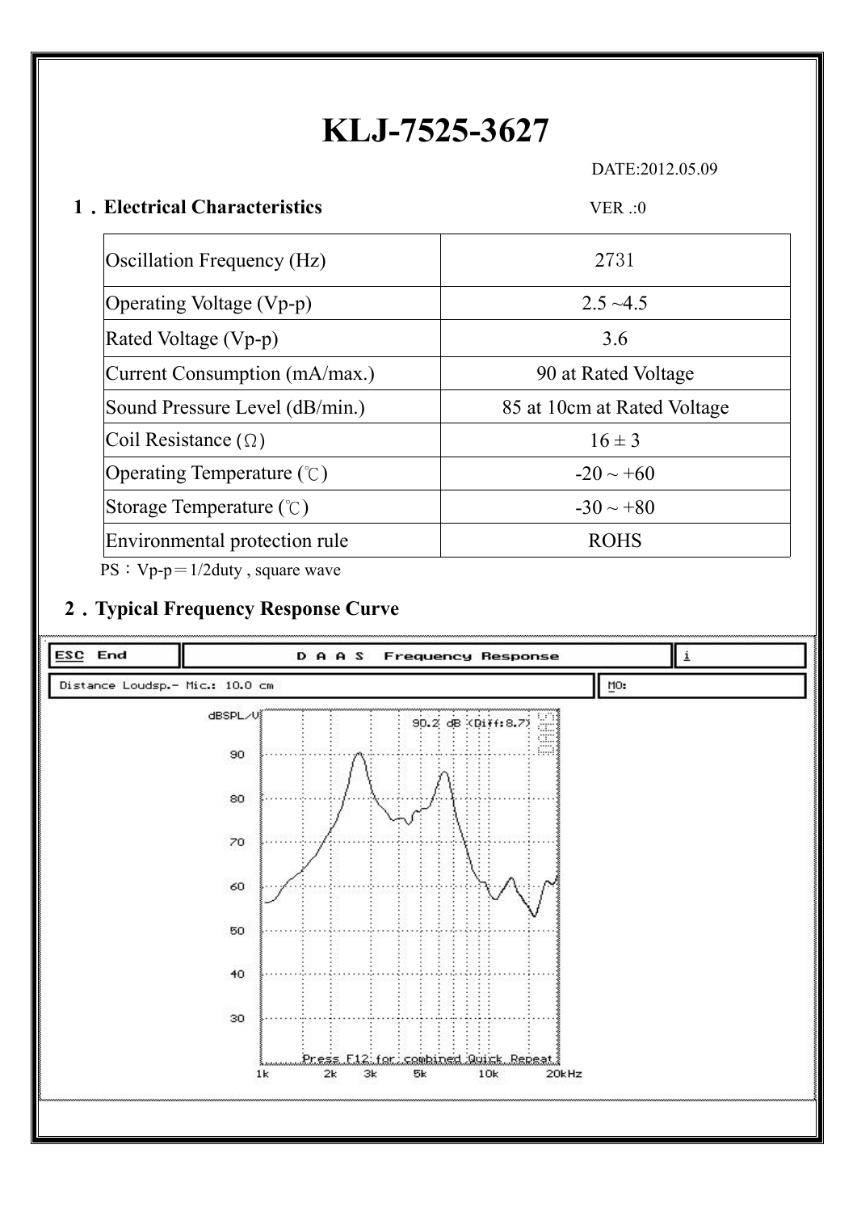# KLJ-7525-3627

DATE:2012.05.09

## 1．Electrical Characteristics

VER .:0

| Oscillation Frequency (Hz) | 2731 |
|---|---|
| Operating Voltage (Vp-p) | 2.5 ~4.5 |
| Rated Voltage (Vp-p) | 3.6 |
| Current Consumption (mA/max.) | 90 at Rated Voltage |
| Sound Pressure Level (dB/min.) | 85 at 10cm at Rated Voltage |
| Coil Resistance (Ω) | 16 ± 3 |
| Operating Temperature (℃) | -20 ~ +60 |
| Storage Temperature (℃) | -30 ~ +80 |
| Environmental protection rule | ROHS |

PS：Vp-p＝1/2duty , square wave

## 2．Typical Frequency Response Curve

ESC End | D A A S Frequency Response | i

Distance Loudsp.- Mic.: 10.0 cm | MO:

dBSPL/V — 90.2 dB (Diff:8.7)

Y-axis: 30, 40, 50, 60, 70, 80, 90

X-axis: 1k, 2k, 3k, 5k, 10k, 20kHz

Press F12 for combined Quick Repeat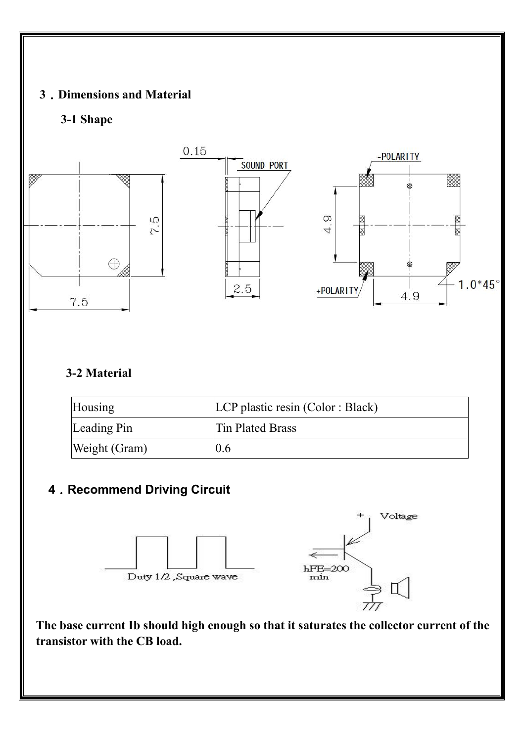# 3．Dimensions and Material

## 3-1 Shape

## 3-2 Material

| Housing | LCP plastic resin (Color : Black) |
| --- | --- |
| Leading Pin | Tin Plated Brass |
| Weight (Gram) | 0.6 |

# 4．Recommend Driving Circuit

**The base current Ib should high enough so that it saturates the collector current of the transistor with the CB load.**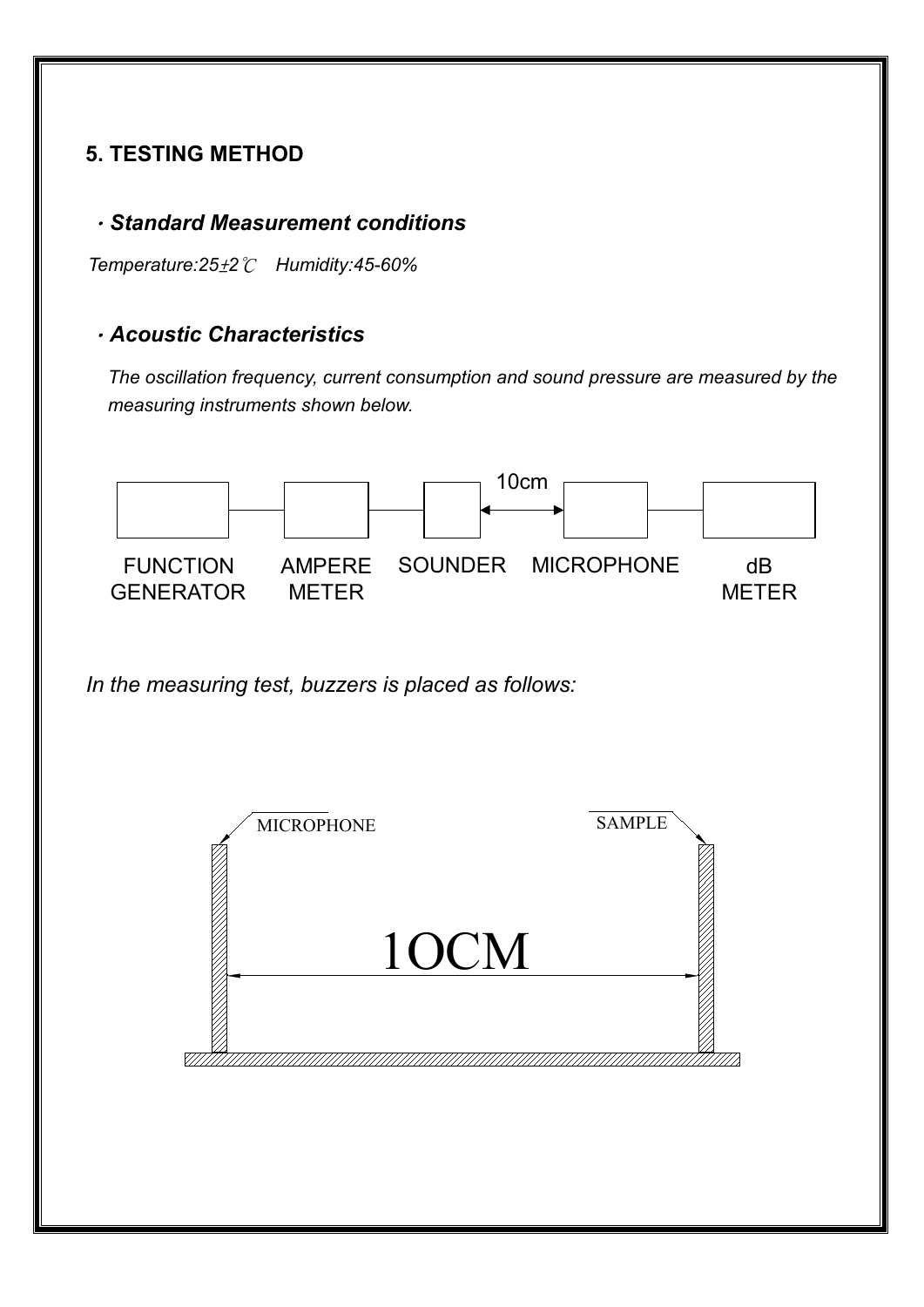## 5. TESTING METHOD

### · *Standard Measurement conditions*

*Temperature:25±2℃ Humidity:45-60%*

### · *Acoustic Characteristics*

*The oscillation frequency, current consumption and sound pressure are measured by the measuring instruments shown below.*

FUNCTION GENERATOR — AMPERE METER — SOUNDER ←10cm→ MICROPHONE — dB METER

*In the measuring test, buzzers is placed as follows:*

MICROPHONE ←1OCM→ SAMPLE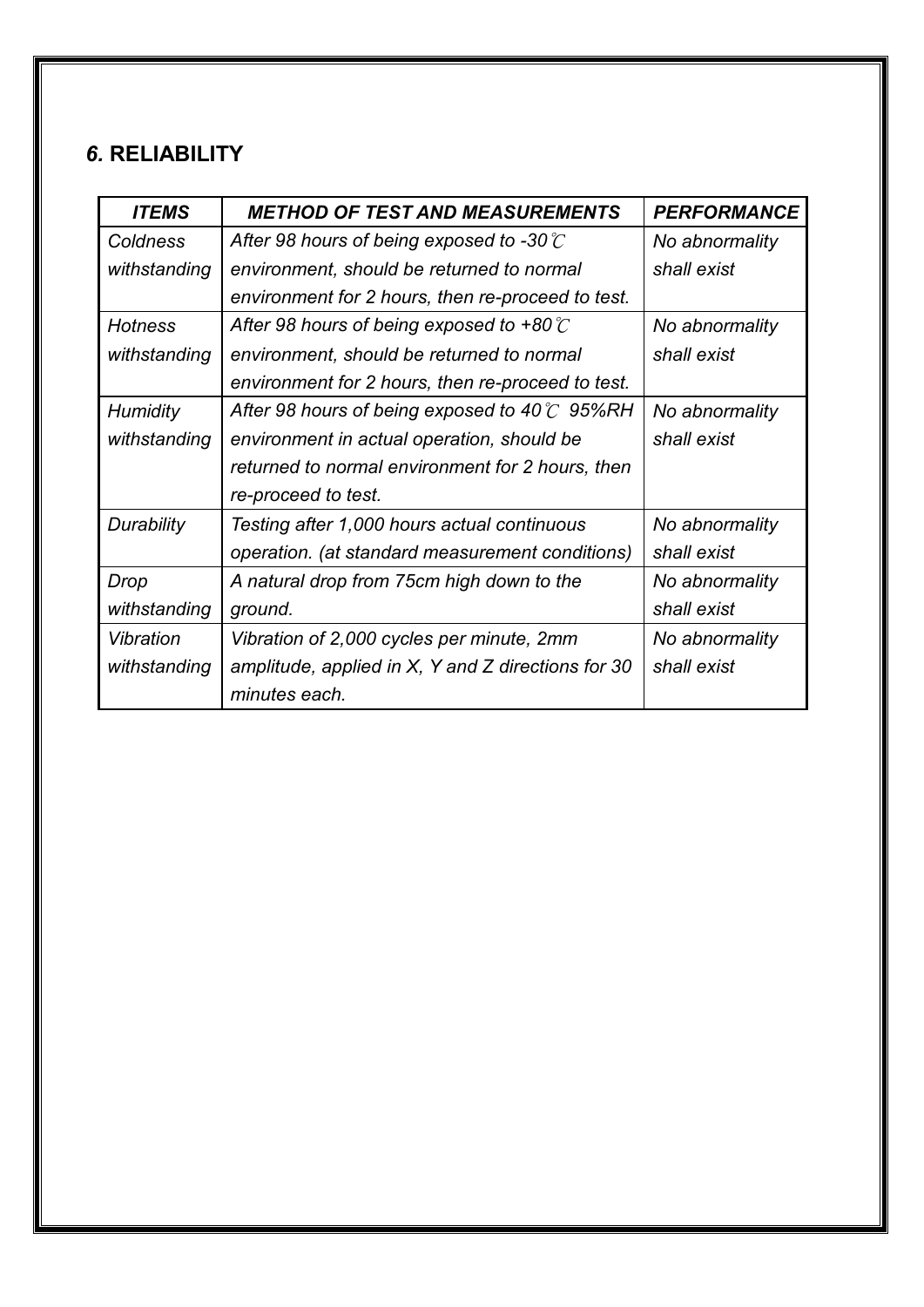## *6.* RELIABILITY

| *ITEMS* | *METHOD OF TEST AND MEASUREMENTS* | *PERFORMANCE* |
|---|---|---|
| *Coldness withstanding* | *After 98 hours of being exposed to -30℃ environment, should be returned to normal environment for 2 hours, then re-proceed to test.* | *No abnormality shall exist* |
| *Hotness withstanding* | *After 98 hours of being exposed to +80℃ environment, should be returned to normal environment for 2 hours, then re-proceed to test.* | *No abnormality shall exist* |
| *Humidity withstanding* | *After 98 hours of being exposed to 40℃ 95%RH environment in actual operation, should be returned to normal environment for 2 hours, then re-proceed to test.* | *No abnormality shall exist* |
| *Durability* | *Testing after 1,000 hours actual continuous operation. (at standard measurement conditions)* | *No abnormality shall exist* |
| *Drop withstanding* | *A natural drop from 75cm high down to the ground.* | *No abnormality shall exist* |
| *Vibration withstanding* | *Vibration of 2,000 cycles per minute, 2mm amplitude, applied in X, Y and Z directions for 30 minutes each.* | *No abnormality shall exist* |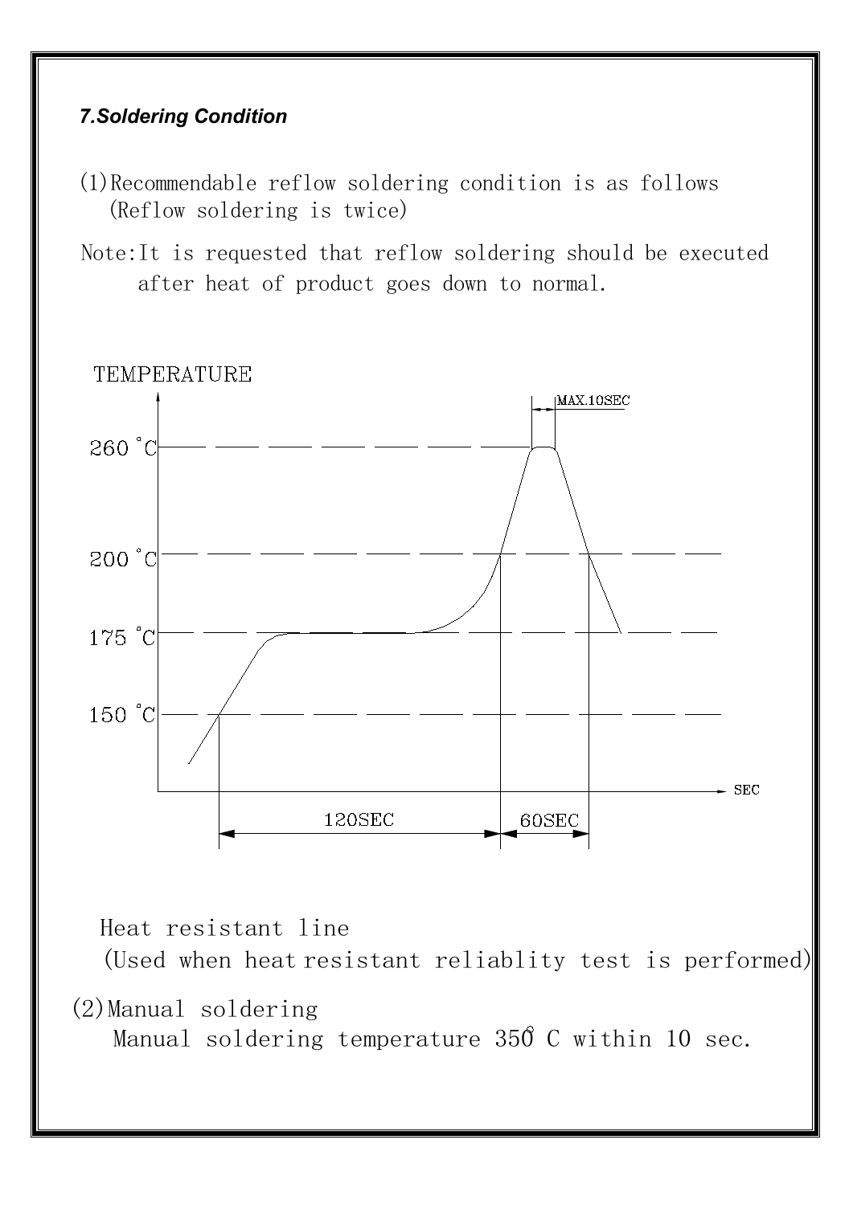### *7.Soldering Condition*

(1)Recommendable reflow soldering condition is as follows
(Reflow soldering is twice)

Note:It is requested that reflow soldering should be executed after heat of product goes down to normal.

TEMPERATURE

MAX.10SEC

260˚C

200˚C

175˚C

150˚C

SEC

120SEC

60SEC

Heat resistant line
(Used when heat resistant reliablity test is performed)

(2)Manual soldering
Manual soldering temperature 350˚C within 10 sec.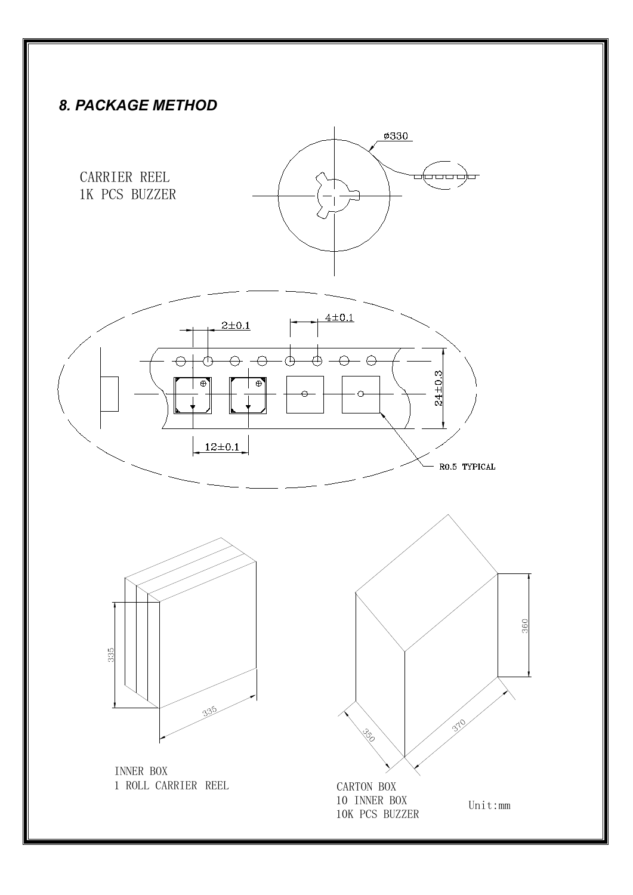## *8. PACKAGE METHOD*

CARRIER REEL
1K PCS BUZZER

ø330

2±0.1

4±0.1

24±0.3

12±0.1

R0.5 TYPICAL

335

335

INNER BOX
1 ROLL CARRIER REEL

360

370

350

CARTON BOX
10 INNER BOX
10K PCS BUZZER

Unit:mm